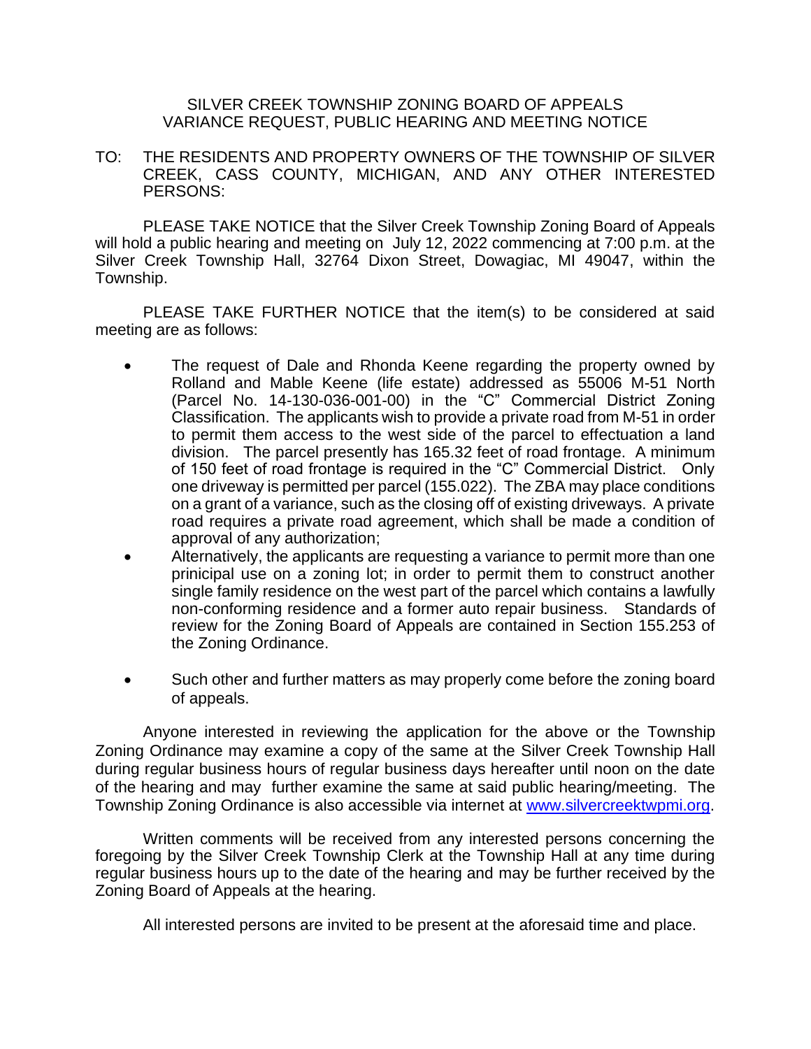# SILVER CREEK TOWNSHIP ZONING BOARD OF APPEALS
## VARIANCE REQUEST, PUBLIC HEARING AND MEETING NOTICE

TO: THE RESIDENTS AND PROPERTY OWNERS OF THE TOWNSHIP OF SILVER CREEK, CASS COUNTY, MICHIGAN, AND ANY OTHER INTERESTED PERSONS:

PLEASE TAKE NOTICE that the Silver Creek Township Zoning Board of Appeals will hold a public hearing and meeting on July 12, 2022 commencing at 7:00 p.m. at the Silver Creek Township Hall, 32764 Dixon Street, Dowagiac, MI 49047, within the Township.

PLEASE TAKE FURTHER NOTICE that the item(s) to be considered at said meeting are as follows:

- The request of Dale and Rhonda Keene regarding the property owned by Rolland and Mable Keene (life estate) addressed as 55006 M-51 North (Parcel No. 14-130-036-001-00) in the "C" Commercial District Zoning Classification. The applicants wish to provide a private road from M-51 in order to permit them access to the west side of the parcel to effectuation a land division. The parcel presently has 165.32 feet of road frontage. A minimum of 150 feet of road frontage is required in the "C" Commercial District. Only one driveway is permitted per parcel (155.022). The ZBA may place conditions on a grant of a variance, such as the closing off of existing driveways. A private road requires a private road agreement, which shall be made a condition of approval of any authorization;
- Alternatively, the applicants are requesting a variance to permit more than one prinicipal use on a zoning lot; in order to permit them to construct another single family residence on the west part of the parcel which contains a lawfully non-conforming residence and a former auto repair business. Standards of review for the Zoning Board of Appeals are contained in Section 155.253 of the Zoning Ordinance.
- Such other and further matters as may properly come before the zoning board of appeals.

Anyone interested in reviewing the application for the above or the Township Zoning Ordinance may examine a copy of the same at the Silver Creek Township Hall during regular business hours of regular business days hereafter until noon on the date of the hearing and may further examine the same at said public hearing/meeting. The Township Zoning Ordinance is also accessible via internet at www.silvercreektwpmi.org.

Written comments will be received from any interested persons concerning the foregoing by the Silver Creek Township Clerk at the Township Hall at any time during regular business hours up to the date of the hearing and may be further received by the Zoning Board of Appeals at the hearing.

All interested persons are invited to be present at the aforesaid time and place.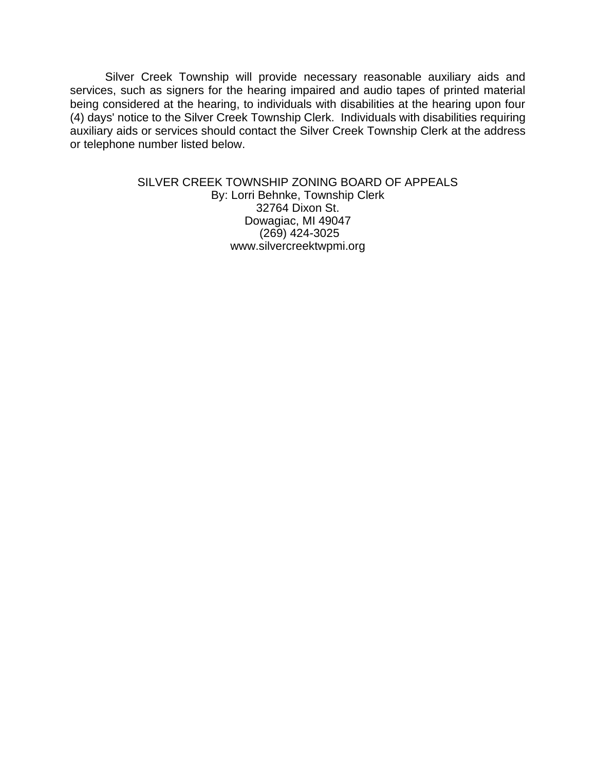Silver Creek Township will provide necessary reasonable auxiliary aids and services, such as signers for the hearing impaired and audio tapes of printed material being considered at the hearing, to individuals with disabilities at the hearing upon four (4) days' notice to the Silver Creek Township Clerk. Individuals with disabilities requiring auxiliary aids or services should contact the Silver Creek Township Clerk at the address or telephone number listed below.

SILVER CREEK TOWNSHIP ZONING BOARD OF APPEALS
By: Lorri Behnke, Township Clerk
32764 Dixon St.
Dowagiac, MI 49047
(269) 424-3025
www.silvercreektwpmi.org